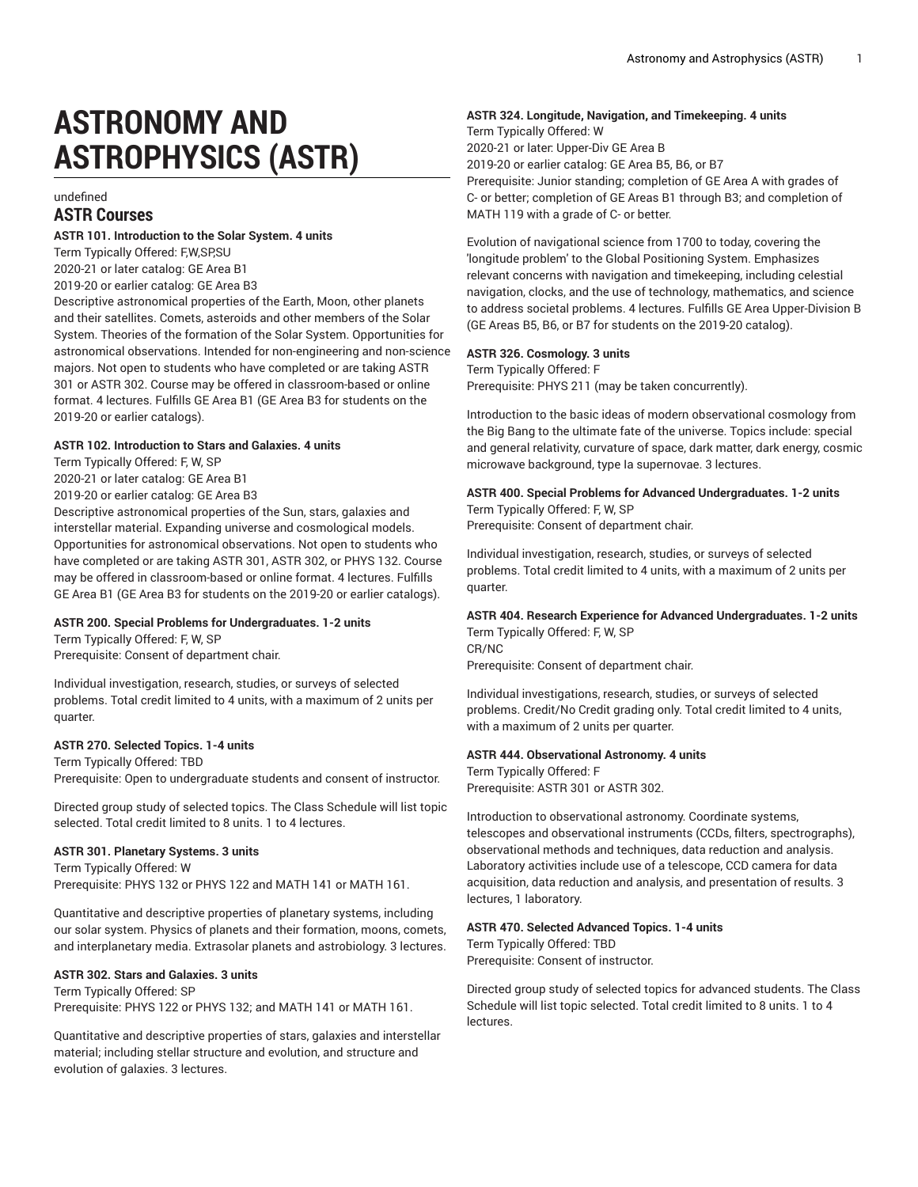# ASTRONOMY AND ASTROPHYSICS (ASTR)

undefined

## ASTR Courses

**ASTR 101. Introduction to the Solar System. 4 units**

Term Typically Offered: F,W,SP,SU
2020-21 or later catalog: GE Area B1
2019-20 or earlier catalog: GE Area B3

Descriptive astronomical properties of the Earth, Moon, other planets and their satellites. Comets, asteroids and other members of the Solar System. Theories of the formation of the Solar System. Opportunities for astronomical observations. Intended for non-engineering and non-science majors. Not open to students who have completed or are taking ASTR 301 or ASTR 302. Course may be offered in classroom-based or online format. 4 lectures. Fulfills GE Area B1 (GE Area B3 for students on the 2019-20 or earlier catalogs).

**ASTR 102. Introduction to Stars and Galaxies. 4 units**

Term Typically Offered: F, W, SP
2020-21 or later catalog: GE Area B1
2019-20 or earlier catalog: GE Area B3

Descriptive astronomical properties of the Sun, stars, galaxies and interstellar material. Expanding universe and cosmological models. Opportunities for astronomical observations. Not open to students who have completed or are taking ASTR 301, ASTR 302, or PHYS 132. Course may be offered in classroom-based or online format. 4 lectures. Fulfills GE Area B1 (GE Area B3 for students on the 2019-20 or earlier catalogs).

**ASTR 200. Special Problems for Undergraduates. 1-2 units**

Term Typically Offered: F, W, SP
Prerequisite: Consent of department chair.

Individual investigation, research, studies, or surveys of selected problems. Total credit limited to 4 units, with a maximum of 2 units per quarter.

**ASTR 270. Selected Topics. 1-4 units**

Term Typically Offered: TBD
Prerequisite: Open to undergraduate students and consent of instructor.

Directed group study of selected topics. The Class Schedule will list topic selected. Total credit limited to 8 units. 1 to 4 lectures.

**ASTR 301. Planetary Systems. 3 units**

Term Typically Offered: W
Prerequisite: PHYS 132 or PHYS 122 and MATH 141 or MATH 161.

Quantitative and descriptive properties of planetary systems, including our solar system. Physics of planets and their formation, moons, comets, and interplanetary media. Extrasolar planets and astrobiology. 3 lectures.

**ASTR 302. Stars and Galaxies. 3 units**

Term Typically Offered: SP
Prerequisite: PHYS 122 or PHYS 132; and MATH 141 or MATH 161.

Quantitative and descriptive properties of stars, galaxies and interstellar material; including stellar structure and evolution, and structure and evolution of galaxies. 3 lectures.

**ASTR 324. Longitude, Navigation, and Timekeeping. 4 units**

Term Typically Offered: W
2020-21 or later: Upper-Div GE Area B
2019-20 or earlier catalog: GE Area B5, B6, or B7
Prerequisite: Junior standing; completion of GE Area A with grades of C- or better; completion of GE Areas B1 through B3; and completion of MATH 119 with a grade of C- or better.

Evolution of navigational science from 1700 to today, covering the 'longitude problem' to the Global Positioning System. Emphasizes relevant concerns with navigation and timekeeping, including celestial navigation, clocks, and the use of technology, mathematics, and science to address societal problems. 4 lectures. Fulfills GE Area Upper-Division B (GE Areas B5, B6, or B7 for students on the 2019-20 catalog).

**ASTR 326. Cosmology. 3 units**

Term Typically Offered: F
Prerequisite: PHYS 211 (may be taken concurrently).

Introduction to the basic ideas of modern observational cosmology from the Big Bang to the ultimate fate of the universe. Topics include: special and general relativity, curvature of space, dark matter, dark energy, cosmic microwave background, type Ia supernovae. 3 lectures.

**ASTR 400. Special Problems for Advanced Undergraduates. 1-2 units**

Term Typically Offered: F, W, SP
Prerequisite: Consent of department chair.

Individual investigation, research, studies, or surveys of selected problems. Total credit limited to 4 units, with a maximum of 2 units per quarter.

**ASTR 404. Research Experience for Advanced Undergraduates. 1-2 units**

Term Typically Offered: F, W, SP
CR/NC
Prerequisite: Consent of department chair.

Individual investigations, research, studies, or surveys of selected problems. Credit/No Credit grading only. Total credit limited to 4 units, with a maximum of 2 units per quarter.

**ASTR 444. Observational Astronomy. 4 units**

Term Typically Offered: F
Prerequisite: ASTR 301 or ASTR 302.

Introduction to observational astronomy. Coordinate systems, telescopes and observational instruments (CCDs, filters, spectrographs), observational methods and techniques, data reduction and analysis. Laboratory activities include use of a telescope, CCD camera for data acquisition, data reduction and analysis, and presentation of results. 3 lectures, 1 laboratory.

**ASTR 470. Selected Advanced Topics. 1-4 units**

Term Typically Offered: TBD
Prerequisite: Consent of instructor.

Directed group study of selected topics for advanced students. The Class Schedule will list topic selected. Total credit limited to 8 units. 1 to 4 lectures.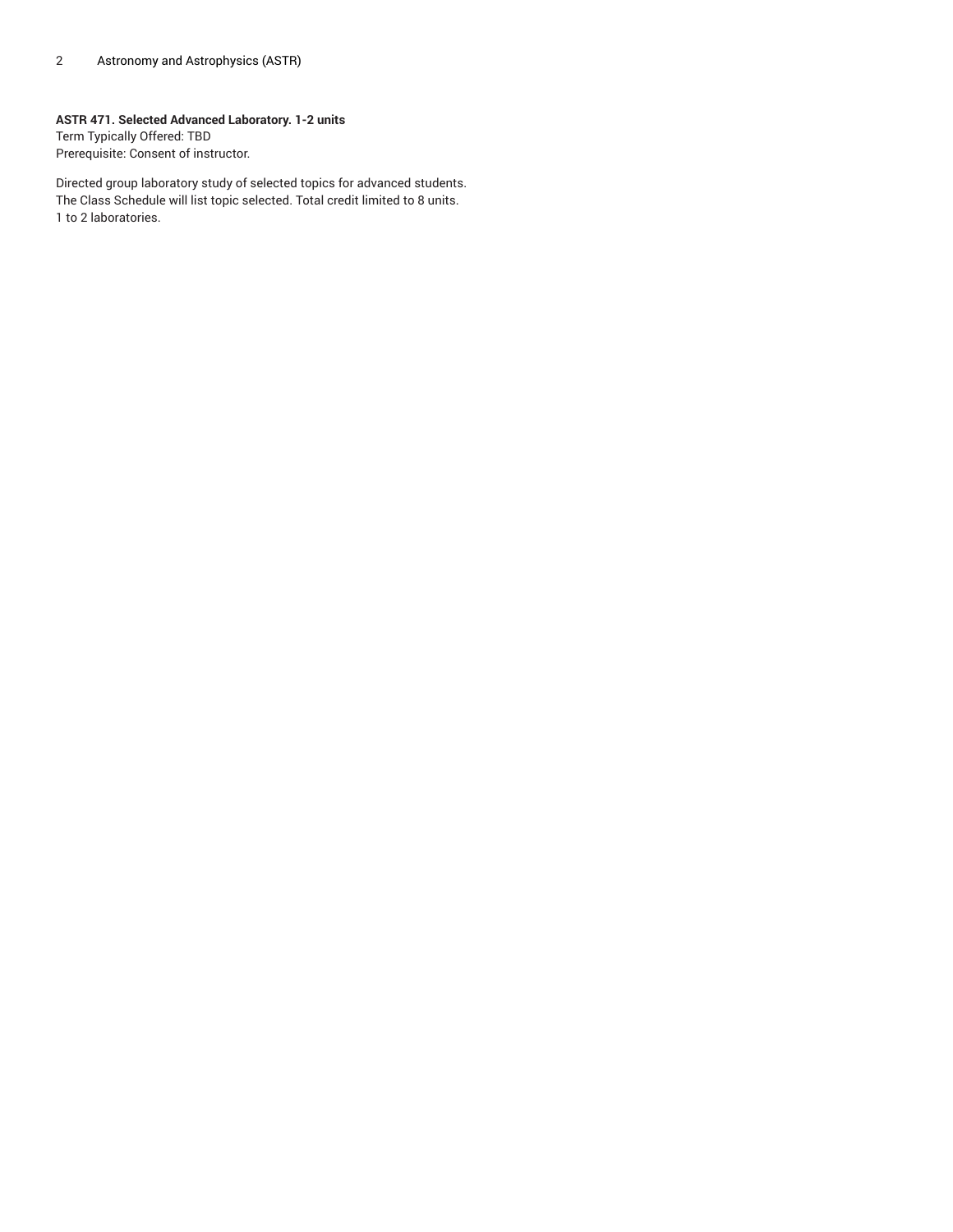**ASTR 471. Selected Advanced Laboratory. 1-2 units**
Term Typically Offered: TBD
Prerequisite: Consent of instructor.

Directed group laboratory study of selected topics for advanced students. The Class Schedule will list topic selected. Total credit limited to 8 units. 1 to 2 laboratories.